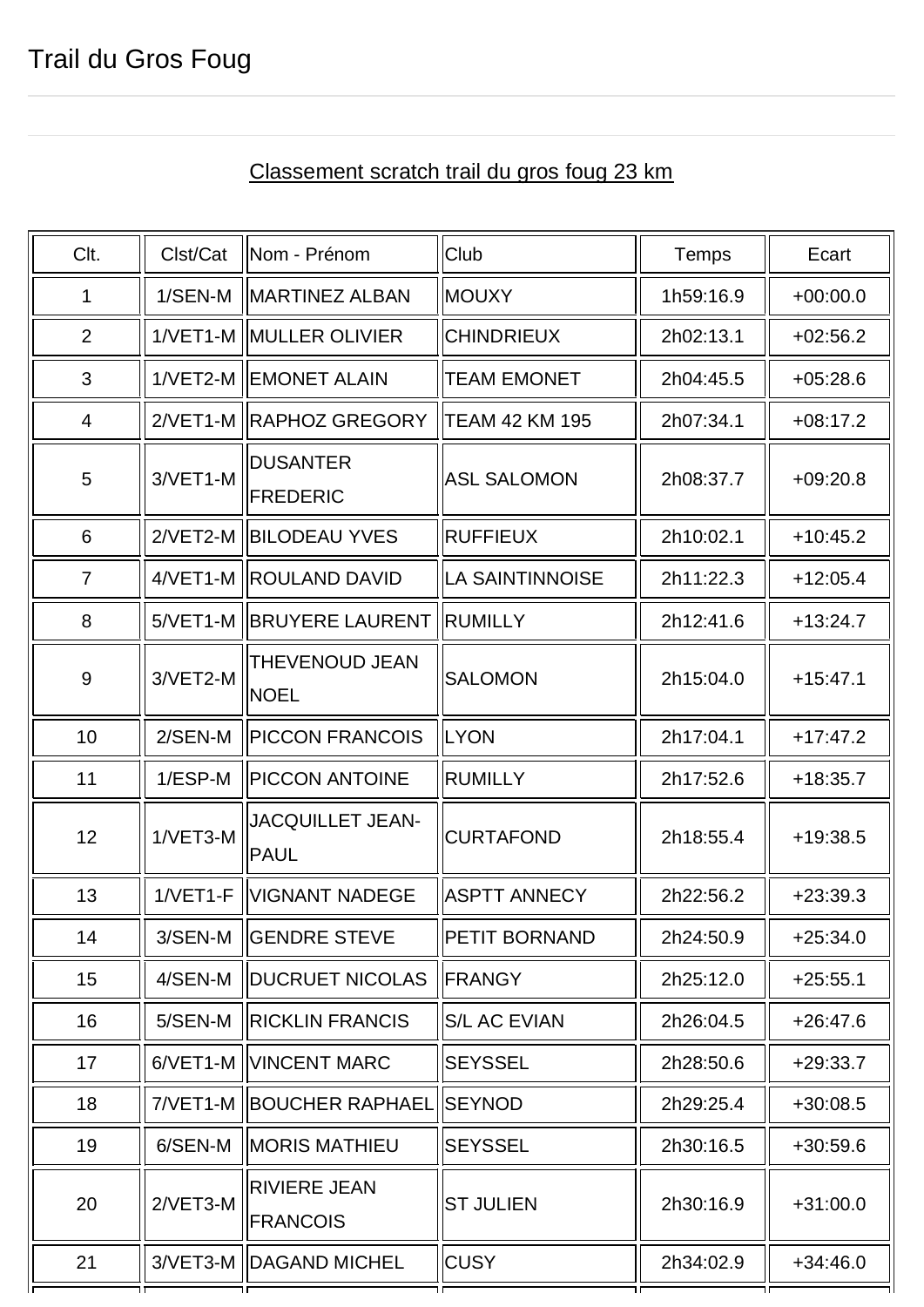# Trail du Gros Foug

## Classement scratch trail du gros foug 23 km

| Clt. | Clst/Cat | Nom - Prénom | Club | Temps | Ecart |
|---|---|---|---|---|---|
| 1 | 1/SEN-M | MARTINEZ ALBAN | MOUXY | 1h59:16.9 | +00:00.0 |
| 2 | 1/VET1-M | MULLER OLIVIER | CHINDRIEUX | 2h02:13.1 | +02:56.2 |
| 3 | 1/VET2-M | EMONET ALAIN | TEAM EMONET | 2h04:45.5 | +05:28.6 |
| 4 | 2/VET1-M | RAPHOZ GREGORY | TEAM 42 KM 195 | 2h07:34.1 | +08:17.2 |
| 5 | 3/VET1-M | DUSANTER FREDERIC | ASL SALOMON | 2h08:37.7 | +09:20.8 |
| 6 | 2/VET2-M | BILODEAU YVES | RUFFIEUX | 2h10:02.1 | +10:45.2 |
| 7 | 4/VET1-M | ROULAND DAVID | LA SAINTINNOISE | 2h11:22.3 | +12:05.4 |
| 8 | 5/VET1-M | BRUYERE LAURENT | RUMILLY | 2h12:41.6 | +13:24.7 |
| 9 | 3/VET2-M | THEVENOUD JEAN NOEL | SALOMON | 2h15:04.0 | +15:47.1 |
| 10 | 2/SEN-M | PICCON FRANCOIS | LYON | 2h17:04.1 | +17:47.2 |
| 11 | 1/ESP-M | PICCON ANTOINE | RUMILLY | 2h17:52.6 | +18:35.7 |
| 12 | 1/VET3-M | JACQUILLET JEAN-PAUL | CURTAFOND | 2h18:55.4 | +19:38.5 |
| 13 | 1/VET1-F | VIGNANT NADEGE | ASPTT ANNECY | 2h22:56.2 | +23:39.3 |
| 14 | 3/SEN-M | GENDRE STEVE | PETIT BORNAND | 2h24:50.9 | +25:34.0 |
| 15 | 4/SEN-M | DUCRUET NICOLAS | FRANGY | 2h25:12.0 | +25:55.1 |
| 16 | 5/SEN-M | RICKLIN FRANCIS | S/L AC EVIAN | 2h26:04.5 | +26:47.6 |
| 17 | 6/VET1-M | VINCENT MARC | SEYSSEL | 2h28:50.6 | +29:33.7 |
| 18 | 7/VET1-M | BOUCHER RAPHAEL | SEYNOD | 2h29:25.4 | +30:08.5 |
| 19 | 6/SEN-M | MORIS MATHIEU | SEYSSEL | 2h30:16.5 | +30:59.6 |
| 20 | 2/VET3-M | RIVIERE JEAN FRANCOIS | ST JULIEN | 2h30:16.9 | +31:00.0 |
| 21 | 3/VET3-M | DAGAND MICHEL | CUSY | 2h34:02.9 | +34:46.0 |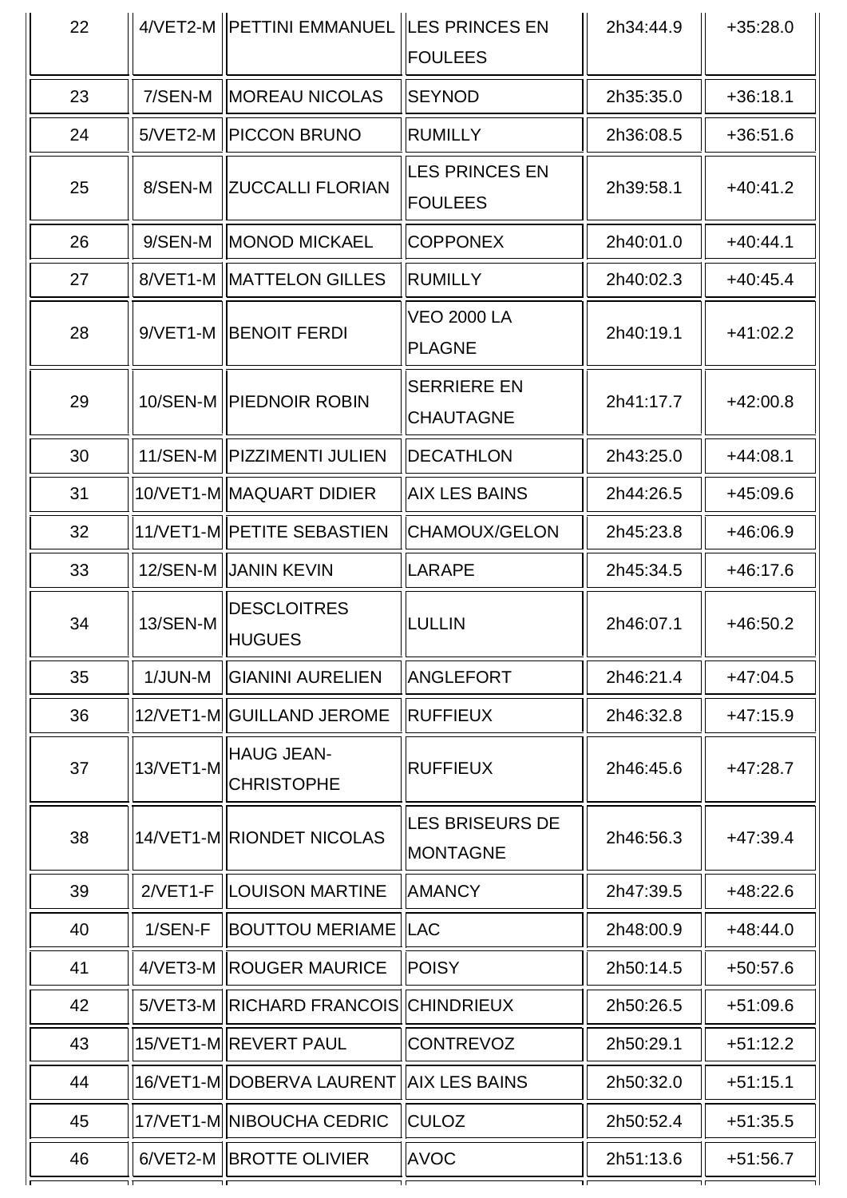| 22 | 4/VET2-M | PETTINI EMMANUEL | LES PRINCES EN FOULEES | 2h34:44.9 | +35:28.0 |
|---|---|---|---|---|---|
| 23 | 7/SEN-M | MOREAU NICOLAS | SEYNOD | 2h35:35.0 | +36:18.1 |
| 24 | 5/VET2-M | PICCON BRUNO | RUMILLY | 2h36:08.5 | +36:51.6 |
| 25 | 8/SEN-M | ZUCCALLI FLORIAN | LES PRINCES EN FOULEES | 2h39:58.1 | +40:41.2 |
| 26 | 9/SEN-M | MONOD MICKAEL | COPPONEX | 2h40:01.0 | +40:44.1 |
| 27 | 8/VET1-M | MATTELON GILLES | RUMILLY | 2h40:02.3 | +40:45.4 |
| 28 | 9/VET1-M | BENOIT FERDI | VEO 2000 LA PLAGNE | 2h40:19.1 | +41:02.2 |
| 29 | 10/SEN-M | PIEDNOIR ROBIN | SERRIERE EN CHAUTAGNE | 2h41:17.7 | +42:00.8 |
| 30 | 11/SEN-M | PIZZIMENTI JULIEN | DECATHLON | 2h43:25.0 | +44:08.1 |
| 31 | 10/VET1-M | MAQUART DIDIER | AIX LES BAINS | 2h44:26.5 | +45:09.6 |
| 32 | 11/VET1-M | PETITE SEBASTIEN | CHAMOUX/GELON | 2h45:23.8 | +46:06.9 |
| 33 | 12/SEN-M | JANIN KEVIN | LARAPE | 2h45:34.5 | +46:17.6 |
| 34 | 13/SEN-M | DESCLOITRES HUGUES | LULLIN | 2h46:07.1 | +46:50.2 |
| 35 | 1/JUN-M | GIANINI AURELIEN | ANGLEFORT | 2h46:21.4 | +47:04.5 |
| 36 | 12/VET1-M | GUILLAND JEROME | RUFFIEUX | 2h46:32.8 | +47:15.9 |
| 37 | 13/VET1-M | HAUG JEAN-CHRISTOPHE | RUFFIEUX | 2h46:45.6 | +47:28.7 |
| 38 | 14/VET1-M | RIONDET NICOLAS | LES BRISEURS DE MONTAGNE | 2h46:56.3 | +47:39.4 |
| 39 | 2/VET1-F | LOUISON MARTINE | AMANCY | 2h47:39.5 | +48:22.6 |
| 40 | 1/SEN-F | BOUTTOU MERIAME | LAC | 2h48:00.9 | +48:44.0 |
| 41 | 4/VET3-M | ROUGER MAURICE | POISY | 2h50:14.5 | +50:57.6 |
| 42 | 5/VET3-M | RICHARD FRANCOIS | CHINDRIEUX | 2h50:26.5 | +51:09.6 |
| 43 | 15/VET1-M | REVERT PAUL | CONTREVOZ | 2h50:29.1 | +51:12.2 |
| 44 | 16/VET1-M | DOBERVA LAURENT | AIX LES BAINS | 2h50:32.0 | +51:15.1 |
| 45 | 17/VET1-M | NIBOUCHA CEDRIC | CULOZ | 2h50:52.4 | +51:35.5 |
| 46 | 6/VET2-M | BROTTE OLIVIER | AVOC | 2h51:13.6 | +51:56.7 |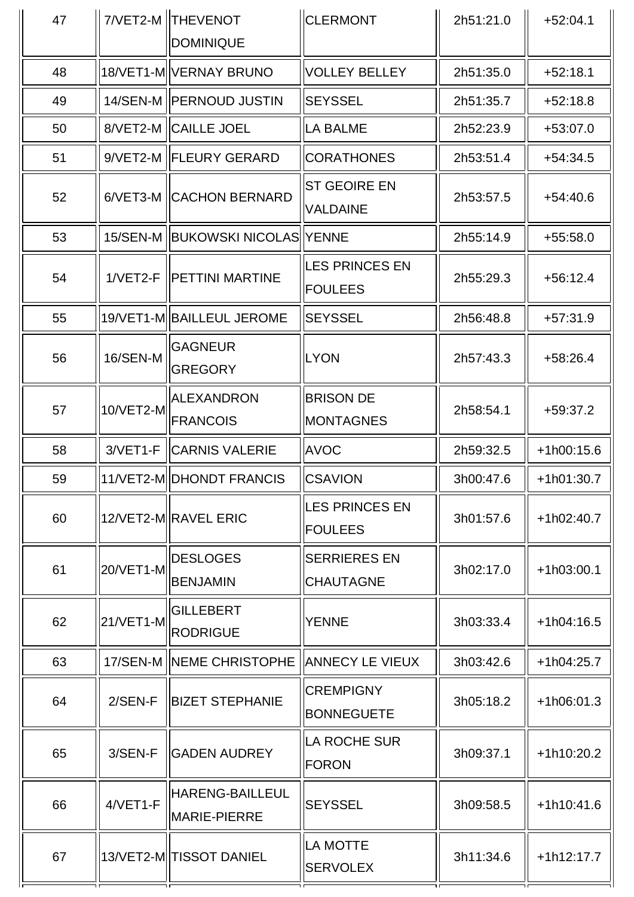| | | | | | |
|---|---|---|---|---|---|
| 47 | 7/VET2-M | THEVENOT DOMINIQUE | CLERMONT | 2h51:21.0 | +52:04.1 |
| 48 | 18/VET1-M | VERNAY BRUNO | VOLLEY BELLEY | 2h51:35.0 | +52:18.1 |
| 49 | 14/SEN-M | PERNOUD JUSTIN | SEYSSEL | 2h51:35.7 | +52:18.8 |
| 50 | 8/VET2-M | CAILLE JOEL | LA BALME | 2h52:23.9 | +53:07.0 |
| 51 | 9/VET2-M | FLEURY GERARD | CORATHONES | 2h53:51.4 | +54:34.5 |
| 52 | 6/VET3-M | CACHON BERNARD | ST GEOIRE EN VALDAINE | 2h53:57.5 | +54:40.6 |
| 53 | 15/SEN-M | BUKOWSKI NICOLAS | YENNE | 2h55:14.9 | +55:58.0 |
| 54 | 1/VET2-F | PETTINI MARTINE | LES PRINCES EN FOULEES | 2h55:29.3 | +56:12.4 |
| 55 | 19/VET1-M | BAILLEUL JEROME | SEYSSEL | 2h56:48.8 | +57:31.9 |
| 56 | 16/SEN-M | GAGNEUR GREGORY | LYON | 2h57:43.3 | +58:26.4 |
| 57 | 10/VET2-M | ALEXANDRON FRANCOIS | BRISON DE MONTAGNES | 2h58:54.1 | +59:37.2 |
| 58 | 3/VET1-F | CARNIS VALERIE | AVOC | 2h59:32.5 | +1h00:15.6 |
| 59 | 11/VET2-M | DHONDT FRANCIS | CSAVION | 3h00:47.6 | +1h01:30.7 |
| 60 | 12/VET2-M | RAVEL ERIC | LES PRINCES EN FOULEES | 3h01:57.6 | +1h02:40.7 |
| 61 | 20/VET1-M | DESLOGES BENJAMIN | SERRIERES EN CHAUTAGNE | 3h02:17.0 | +1h03:00.1 |
| 62 | 21/VET1-M | GILLEBERT RODRIGUE | YENNE | 3h03:33.4 | +1h04:16.5 |
| 63 | 17/SEN-M | NEME CHRISTOPHE | ANNECY LE VIEUX | 3h03:42.6 | +1h04:25.7 |
| 64 | 2/SEN-F | BIZET STEPHANIE | CREMPIGNY BONNEGUETE | 3h05:18.2 | +1h06:01.3 |
| 65 | 3/SEN-F | GADEN AUDREY | LA ROCHE SUR FORON | 3h09:37.1 | +1h10:20.2 |
| 66 | 4/VET1-F | HARENG-BAILLEUL MARIE-PIERRE | SEYSSEL | 3h09:58.5 | +1h10:41.6 |
| 67 | 13/VET2-M | TISSOT DANIEL | LA MOTTE SERVOLEX | 3h11:34.6 | +1h12:17.7 |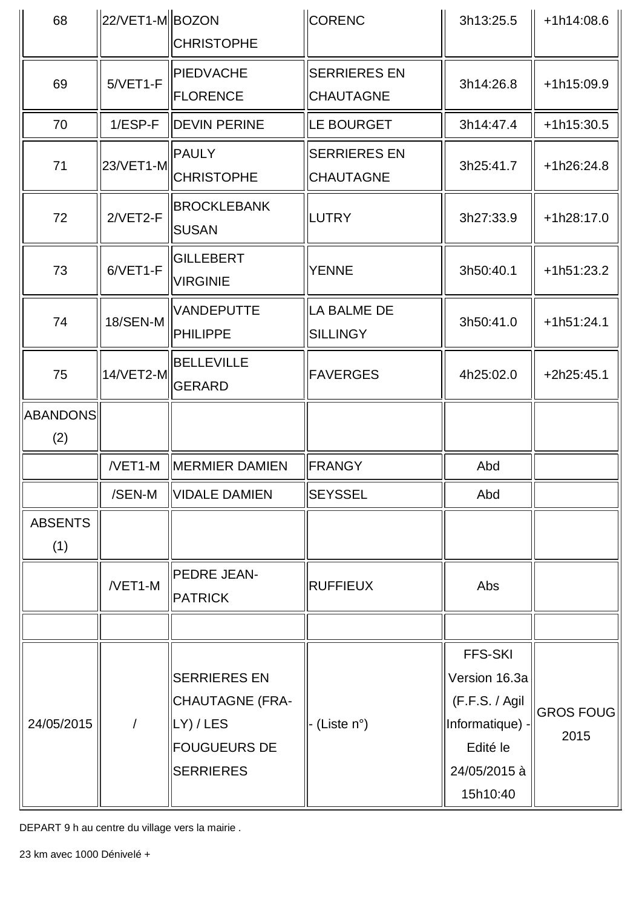| 68 | 22/VET1-M | BOZON CHRISTOPHE | CORENC | 3h13:25.5 | +1h14:08.6 |
|---|---|---|---|---|---|
| 69 | 5/VET1-F | PIEDVACHE FLORENCE | SERRIERES EN CHAUTAGNE | 3h14:26.8 | +1h15:09.9 |
| 70 | 1/ESP-F | DEVIN PERINE | LE BOURGET | 3h14:47.4 | +1h15:30.5 |
| 71 | 23/VET1-M | PAULY CHRISTOPHE | SERRIERES EN CHAUTAGNE | 3h25:41.7 | +1h26:24.8 |
| 72 | 2/VET2-F | BROCKLEBANK SUSAN | LUTRY | 3h27:33.9 | +1h28:17.0 |
| 73 | 6/VET1-F | GILLEBERT VIRGINIE | YENNE | 3h50:40.1 | +1h51:23.2 |
| 74 | 18/SEN-M | VANDEPUTTE PHILIPPE | LA BALME DE SILLINGY | 3h50:41.0 | +1h51:24.1 |
| 75 | 14/VET2-M | BELLEVILLE GERARD | FAVERGES | 4h25:02.0 | +2h25:45.1 |
| ABANDONS (2) | | | | | |
| | /VET1-M | MERMIER DAMIEN | FRANGY | Abd | |
| | /SEN-M | VIDALE DAMIEN | SEYSSEL | Abd | |
| ABSENTS (1) | | | | | |
| | /VET1-M | PEDRE JEAN-PATRICK | RUFFIEUX | Abs | |
| | | | | | |
| 24/05/2015 | / | SERRIERES EN CHAUTAGNE (FRA-LY) / LES FOUGUEURS DE SERRIERES | - (Liste n°) | FFS-SKI Version 16.3a (F.F.S. / Agil Informatique) - Edité le 24/05/2015 à 15h10:40 | GROS FOUG 2015 |

DEPART 9 h au centre du village vers la mairie .

23 km avec 1000 Dénivelé +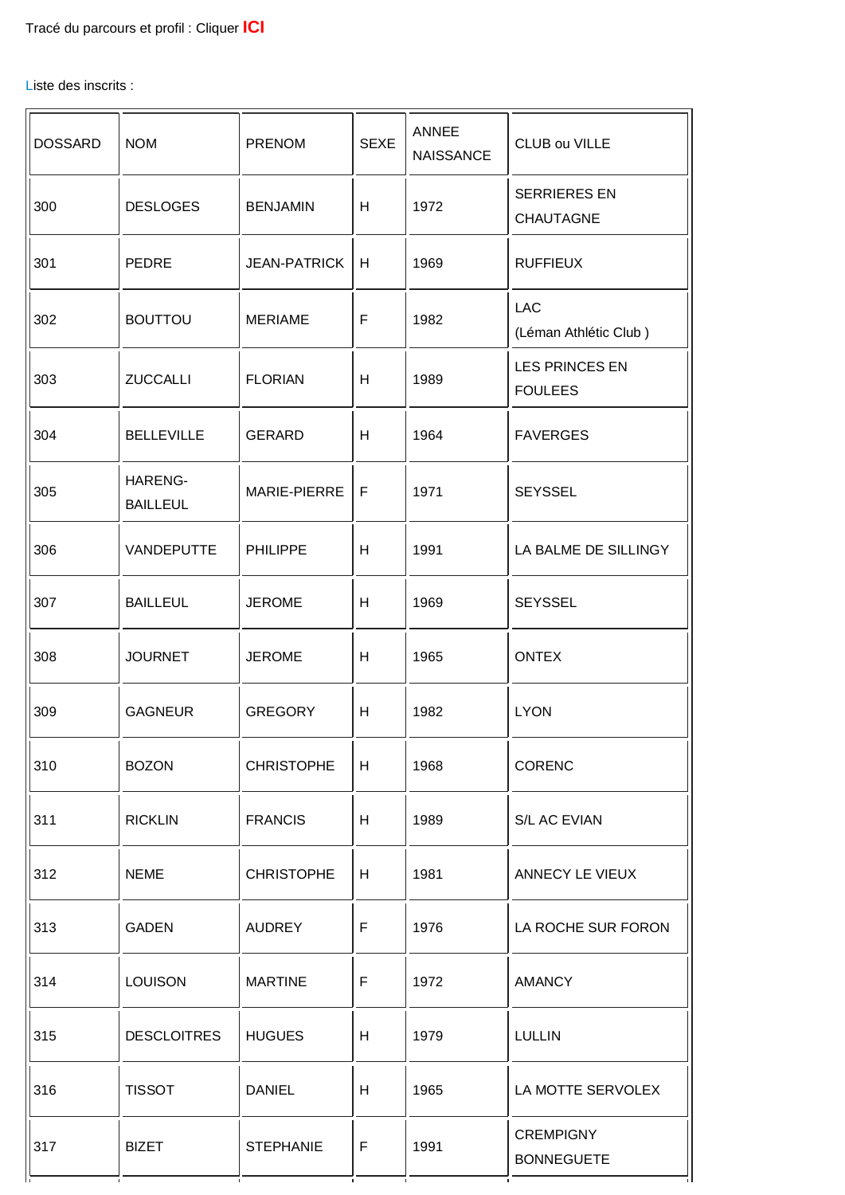Tracé du parcours et profil : Cliquer **ICI**

Liste des inscrits :

| DOSSARD | NOM | PRENOM | SEXE | ANNEE NAISSANCE | CLUB ou VILLE |
|---|---|---|---|---|---|
| 300 | DESLOGES | BENJAMIN | H | 1972 | SERRIERES EN CHAUTAGNE |
| 301 | PEDRE | JEAN-PATRICK | H | 1969 | RUFFIEUX |
| 302 | BOUTTOU | MERIAME | F | 1982 | LAC (Léman Athlétic Club ) |
| 303 | ZUCCALLI | FLORIAN | H | 1989 | LES PRINCES EN FOULEES |
| 304 | BELLEVILLE | GERARD | H | 1964 | FAVERGES |
| 305 | HARENG-BAILLEUL | MARIE-PIERRE | F | 1971 | SEYSSEL |
| 306 | VANDEPUTTE | PHILIPPE | H | 1991 | LA BALME DE SILLINGY |
| 307 | BAILLEUL | JEROME | H | 1969 | SEYSSEL |
| 308 | JOURNET | JEROME | H | 1965 | ONTEX |
| 309 | GAGNEUR | GREGORY | H | 1982 | LYON |
| 310 | BOZON | CHRISTOPHE | H | 1968 | CORENC |
| 311 | RICKLIN | FRANCIS | H | 1989 | S/L AC EVIAN |
| 312 | NEME | CHRISTOPHE | H | 1981 | ANNECY LE VIEUX |
| 313 | GADEN | AUDREY | F | 1976 | LA ROCHE SUR FORON |
| 314 | LOUISON | MARTINE | F | 1972 | AMANCY |
| 315 | DESCLOITRES | HUGUES | H | 1979 | LULLIN |
| 316 | TISSOT | DANIEL | H | 1965 | LA MOTTE SERVOLEX |
| 317 | BIZET | STEPHANIE | F | 1991 | CREMPIGNY BONNEGUETE |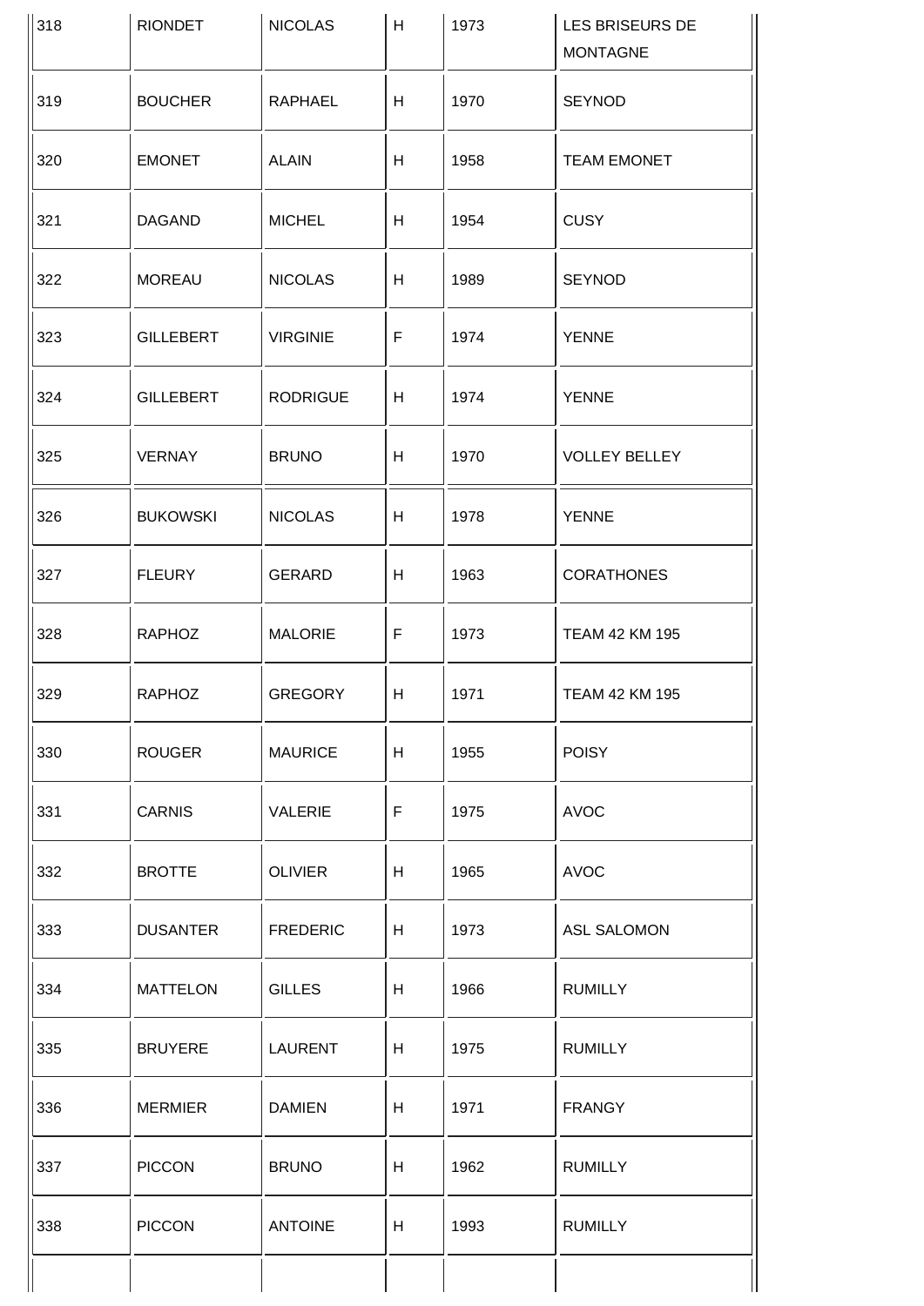| 318 | RIONDET | NICOLAS | H | 1973 | LES BRISEURS DE MONTAGNE |
|---|---|---|---|---|---|
| 319 | BOUCHER | RAPHAEL | H | 1970 | SEYNOD |
| 320 | EMONET | ALAIN | H | 1958 | TEAM EMONET |
| 321 | DAGAND | MICHEL | H | 1954 | CUSY |
| 322 | MOREAU | NICOLAS | H | 1989 | SEYNOD |
| 323 | GILLEBERT | VIRGINIE | F | 1974 | YENNE |
| 324 | GILLEBERT | RODRIGUE | H | 1974 | YENNE |
| 325 | VERNAY | BRUNO | H | 1970 | VOLLEY BELLEY |
| 326 | BUKOWSKI | NICOLAS | H | 1978 | YENNE |
| 327 | FLEURY | GERARD | H | 1963 | CORATHONES |
| 328 | RAPHOZ | MALORIE | F | 1973 | TEAM 42 KM 195 |
| 329 | RAPHOZ | GREGORY | H | 1971 | TEAM 42 KM 195 |
| 330 | ROUGER | MAURICE | H | 1955 | POISY |
| 331 | CARNIS | VALERIE | F | 1975 | AVOC |
| 332 | BROTTE | OLIVIER | H | 1965 | AVOC |
| 333 | DUSANTER | FREDERIC | H | 1973 | ASL SALOMON |
| 334 | MATTELON | GILLES | H | 1966 | RUMILLY |
| 335 | BRUYERE | LAURENT | H | 1975 | RUMILLY |
| 336 | MERMIER | DAMIEN | H | 1971 | FRANGY |
| 337 | PICCON | BRUNO | H | 1962 | RUMILLY |
| 338 | PICCON | ANTOINE | H | 1993 | RUMILLY |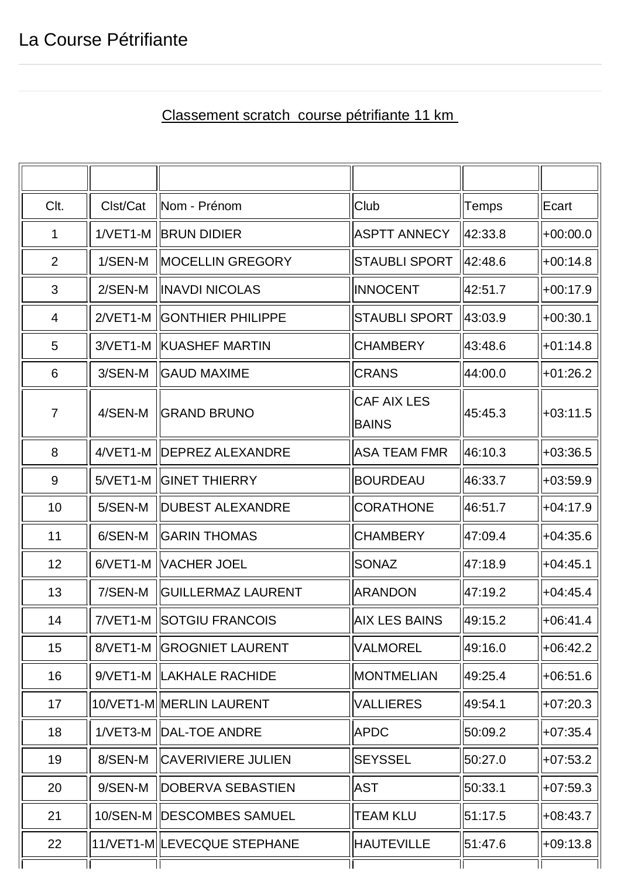La Course Pétrifiante

Classement scratch course pétrifiante 11 km

| | | | | | |
|---|---|---|---|---|---|
| Clt. | Clst/Cat | Nom - Prénom | Club | Temps | Ecart |
| 1 | 1/VET1-M | BRUN DIDIER | ASPTT ANNECY | 42:33.8 | +00:00.0 |
| 2 | 1/SEN-M | MOCELLIN GREGORY | STAUBLI SPORT | 42:48.6 | +00:14.8 |
| 3 | 2/SEN-M | INAVDI NICOLAS | INNOCENT | 42:51.7 | +00:17.9 |
| 4 | 2/VET1-M | GONTHIER PHILIPPE | STAUBLI SPORT | 43:03.9 | +00:30.1 |
| 5 | 3/VET1-M | KUASHEF MARTIN | CHAMBERY | 43:48.6 | +01:14.8 |
| 6 | 3/SEN-M | GAUD MAXIME | CRANS | 44:00.0 | +01:26.2 |
| 7 | 4/SEN-M | GRAND BRUNO | CAF AIX LES BAINS | 45:45.3 | +03:11.5 |
| 8 | 4/VET1-M | DEPREZ ALEXANDRE | ASA TEAM FMR | 46:10.3 | +03:36.5 |
| 9 | 5/VET1-M | GINET THIERRY | BOURDEAU | 46:33.7 | +03:59.9 |
| 10 | 5/SEN-M | DUBEST ALEXANDRE | CORATHONE | 46:51.7 | +04:17.9 |
| 11 | 6/SEN-M | GARIN THOMAS | CHAMBERY | 47:09.4 | +04:35.6 |
| 12 | 6/VET1-M | VACHER JOEL | SONAZ | 47:18.9 | +04:45.1 |
| 13 | 7/SEN-M | GUILLERMAZ LAURENT | ARANDON | 47:19.2 | +04:45.4 |
| 14 | 7/VET1-M | SOTGIU FRANCOIS | AIX LES BAINS | 49:15.2 | +06:41.4 |
| 15 | 8/VET1-M | GROGNIET LAURENT | VALMOREL | 49:16.0 | +06:42.2 |
| 16 | 9/VET1-M | LAKHALE RACHIDE | MONTMELIAN | 49:25.4 | +06:51.6 |
| 17 | 10/VET1-M | MERLIN LAURENT | VALLIERES | 49:54.1 | +07:20.3 |
| 18 | 1/VET3-M | DAL-TOE ANDRE | APDC | 50:09.2 | +07:35.4 |
| 19 | 8/SEN-M | CAVERIVIERE JULIEN | SEYSSEL | 50:27.0 | +07:53.2 |
| 20 | 9/SEN-M | DOBERVA SEBASTIEN | AST | 50:33.1 | +07:59.3 |
| 21 | 10/SEN-M | DESCOMBES SAMUEL | TEAM KLU | 51:17.5 | +08:43.7 |
| 22 | 11/VET1-M | LEVECQUE STEPHANE | HAUTEVILLE | 51:47.6 | +09:13.8 |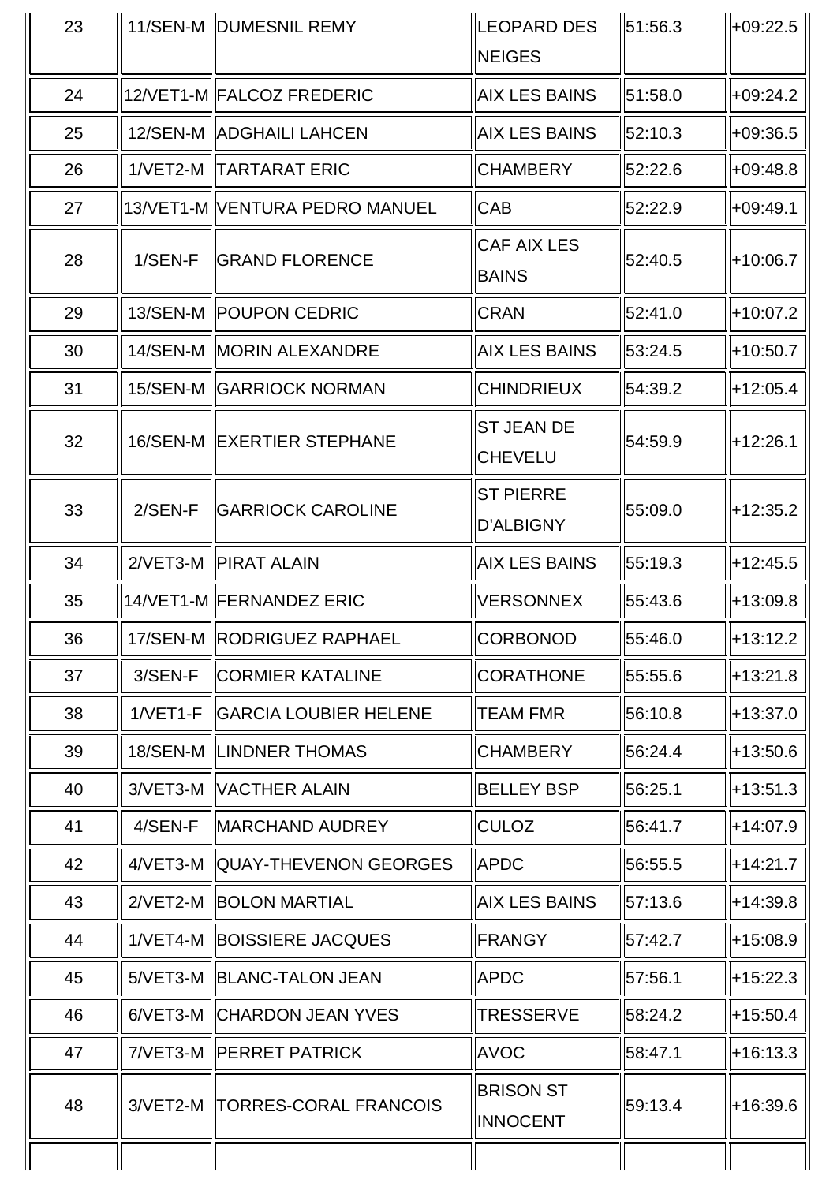| 23 | 11/SEN-M | DUMESNIL REMY | LEOPARD DES NEIGES | 51:56.3 | +09:22.5 |
|---|---|---|---|---|---|
| 24 | 12/VET1-M | FALCOZ FREDERIC | AIX LES BAINS | 51:58.0 | +09:24.2 |
| 25 | 12/SEN-M | ADGHAILI LAHCEN | AIX LES BAINS | 52:10.3 | +09:36.5 |
| 26 | 1/VET2-M | TARTARAT ERIC | CHAMBERY | 52:22.6 | +09:48.8 |
| 27 | 13/VET1-M | VENTURA PEDRO MANUEL | CAB | 52:22.9 | +09:49.1 |
| 28 | 1/SEN-F | GRAND FLORENCE | CAF AIX LES BAINS | 52:40.5 | +10:06.7 |
| 29 | 13/SEN-M | POUPON CEDRIC | CRAN | 52:41.0 | +10:07.2 |
| 30 | 14/SEN-M | MORIN ALEXANDRE | AIX LES BAINS | 53:24.5 | +10:50.7 |
| 31 | 15/SEN-M | GARRIOCK NORMAN | CHINDRIEUX | 54:39.2 | +12:05.4 |
| 32 | 16/SEN-M | EXERTIER STEPHANE | ST JEAN DE CHEVELU | 54:59.9 | +12:26.1 |
| 33 | 2/SEN-F | GARRIOCK CAROLINE | ST PIERRE D'ALBIGNY | 55:09.0 | +12:35.2 |
| 34 | 2/VET3-M | PIRAT ALAIN | AIX LES BAINS | 55:19.3 | +12:45.5 |
| 35 | 14/VET1-M | FERNANDEZ ERIC | VERSONNEX | 55:43.6 | +13:09.8 |
| 36 | 17/SEN-M | RODRIGUEZ RAPHAEL | CORBONOD | 55:46.0 | +13:12.2 |
| 37 | 3/SEN-F | CORMIER KATALINE | CORATHONE | 55:55.6 | +13:21.8 |
| 38 | 1/VET1-F | GARCIA LOUBIER HELENE | TEAM FMR | 56:10.8 | +13:37.0 |
| 39 | 18/SEN-M | LINDNER THOMAS | CHAMBERY | 56:24.4 | +13:50.6 |
| 40 | 3/VET3-M | VACTHER ALAIN | BELLEY BSP | 56:25.1 | +13:51.3 |
| 41 | 4/SEN-F | MARCHAND AUDREY | CULOZ | 56:41.7 | +14:07.9 |
| 42 | 4/VET3-M | QUAY-THEVENON GEORGES | APDC | 56:55.5 | +14:21.7 |
| 43 | 2/VET2-M | BOLON MARTIAL | AIX LES BAINS | 57:13.6 | +14:39.8 |
| 44 | 1/VET4-M | BOISSIERE JACQUES | FRANGY | 57:42.7 | +15:08.9 |
| 45 | 5/VET3-M | BLANC-TALON JEAN | APDC | 57:56.1 | +15:22.3 |
| 46 | 6/VET3-M | CHARDON JEAN YVES | TRESSERVE | 58:24.2 | +15:50.4 |
| 47 | 7/VET3-M | PERRET PATRICK | AVOC | 58:47.1 | +16:13.3 |
| 48 | 3/VET2-M | TORRES-CORAL FRANCOIS | BRISON ST INNOCENT | 59:13.4 | +16:39.6 |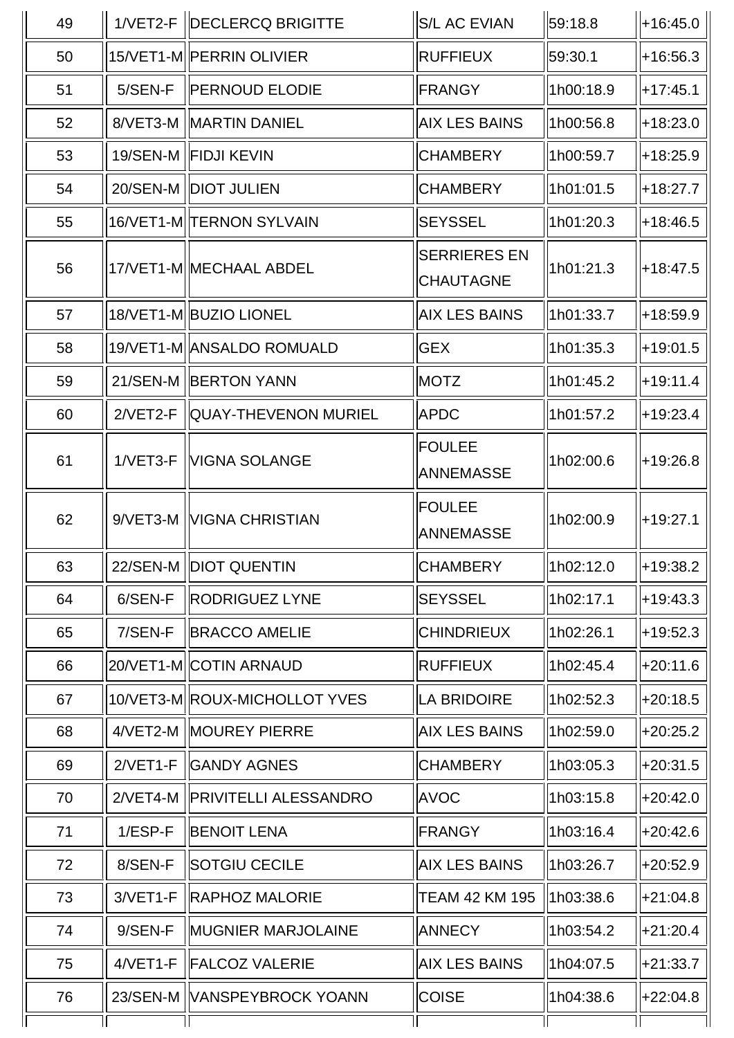| 49 | 1/VET2-F | DECLERCQ BRIGITTE | S/L AC EVIAN | 59:18.8 | +16:45.0 |
|---|---|---|---|---|---|
| 50 | 15/VET1-M | PERRIN OLIVIER | RUFFIEUX | 59:30.1 | +16:56.3 |
| 51 | 5/SEN-F | PERNOUD ELODIE | FRANGY | 1h00:18.9 | +17:45.1 |
| 52 | 8/VET3-M | MARTIN DANIEL | AIX LES BAINS | 1h00:56.8 | +18:23.0 |
| 53 | 19/SEN-M | FIDJI KEVIN | CHAMBERY | 1h00:59.7 | +18:25.9 |
| 54 | 20/SEN-M | DIOT JULIEN | CHAMBERY | 1h01:01.5 | +18:27.7 |
| 55 | 16/VET1-M | TERNON SYLVAIN | SEYSSEL | 1h01:20.3 | +18:46.5 |
| 56 | 17/VET1-M | MECHAAL ABDEL | SERRIERES EN CHAUTAGNE | 1h01:21.3 | +18:47.5 |
| 57 | 18/VET1-M | BUZIO LIONEL | AIX LES BAINS | 1h01:33.7 | +18:59.9 |
| 58 | 19/VET1-M | ANSALDO ROMUALD | GEX | 1h01:35.3 | +19:01.5 |
| 59 | 21/SEN-M | BERTON YANN | MOTZ | 1h01:45.2 | +19:11.4 |
| 60 | 2/VET2-F | QUAY-THEVENON MURIEL | APDC | 1h01:57.2 | +19:23.4 |
| 61 | 1/VET3-F | VIGNA SOLANGE | FOULEE ANNEMASSE | 1h02:00.6 | +19:26.8 |
| 62 | 9/VET3-M | VIGNA CHRISTIAN | FOULEE ANNEMASSE | 1h02:00.9 | +19:27.1 |
| 63 | 22/SEN-M | DIOT QUENTIN | CHAMBERY | 1h02:12.0 | +19:38.2 |
| 64 | 6/SEN-F | RODRIGUEZ LYNE | SEYSSEL | 1h02:17.1 | +19:43.3 |
| 65 | 7/SEN-F | BRACCO AMELIE | CHINDRIEUX | 1h02:26.1 | +19:52.3 |
| 66 | 20/VET1-M | COTIN ARNAUD | RUFFIEUX | 1h02:45.4 | +20:11.6 |
| 67 | 10/VET3-M | ROUX-MICHOLLOT YVES | LA BRIDOIRE | 1h02:52.3 | +20:18.5 |
| 68 | 4/VET2-M | MOUREY PIERRE | AIX LES BAINS | 1h02:59.0 | +20:25.2 |
| 69 | 2/VET1-F | GANDY AGNES | CHAMBERY | 1h03:05.3 | +20:31.5 |
| 70 | 2/VET4-M | PRIVITELLI ALESSANDRO | AVOC | 1h03:15.8 | +20:42.0 |
| 71 | 1/ESP-F | BENOIT LENA | FRANGY | 1h03:16.4 | +20:42.6 |
| 72 | 8/SEN-F | SOTGIU CECILE | AIX LES BAINS | 1h03:26.7 | +20:52.9 |
| 73 | 3/VET1-F | RAPHOZ MALORIE | TEAM 42 KM 195 | 1h03:38.6 | +21:04.8 |
| 74 | 9/SEN-F | MUGNIER MARJOLAINE | ANNECY | 1h03:54.2 | +21:20.4 |
| 75 | 4/VET1-F | FALCOZ VALERIE | AIX LES BAINS | 1h04:07.5 | +21:33.7 |
| 76 | 23/SEN-M | VANSPEYBROCK YOANN | COISE | 1h04:38.6 | +22:04.8 |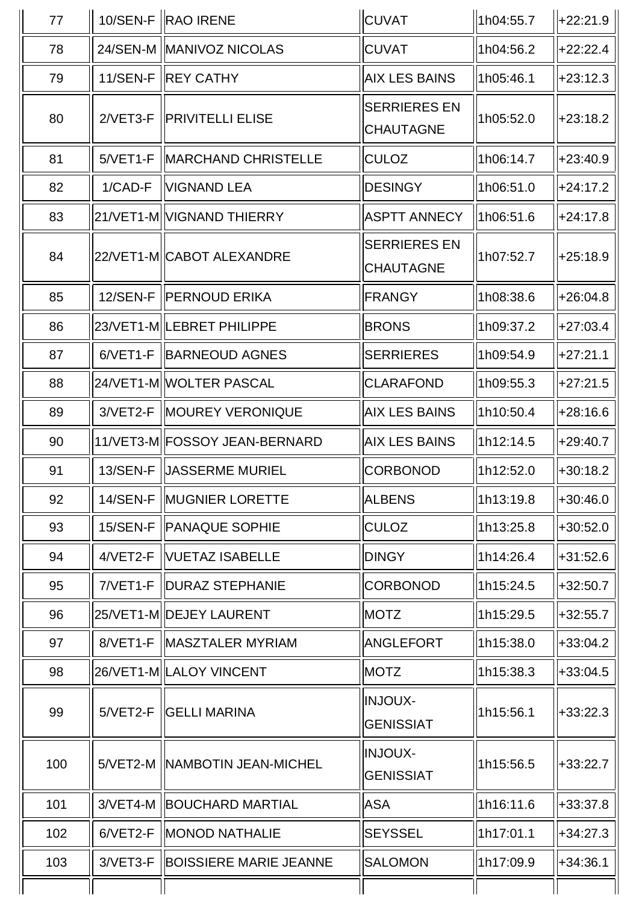| 77 | 10/SEN-F | RAO IRENE | CUVAT | 1h04:55.7 | +22:21.9 |
|---|---|---|---|---|---|
| 78 | 24/SEN-M | MANIVOZ NICOLAS | CUVAT | 1h04:56.2 | +22:22.4 |
| 79 | 11/SEN-F | REY CATHY | AIX LES BAINS | 1h05:46.1 | +23:12.3 |
| 80 | 2/VET3-F | PRIVITELLI ELISE | SERRIERES EN CHAUTAGNE | 1h05:52.0 | +23:18.2 |
| 81 | 5/VET1-F | MARCHAND CHRISTELLE | CULOZ | 1h06:14.7 | +23:40.9 |
| 82 | 1/CAD-F | VIGNAND LEA | DESINGY | 1h06:51.0 | +24:17.2 |
| 83 | 21/VET1-M | VIGNAND THIERRY | ASPTT ANNECY | 1h06:51.6 | +24:17.8 |
| 84 | 22/VET1-M | CABOT ALEXANDRE | SERRIERES EN CHAUTAGNE | 1h07:52.7 | +25:18.9 |
| 85 | 12/SEN-F | PERNOUD ERIKA | FRANGY | 1h08:38.6 | +26:04.8 |
| 86 | 23/VET1-M | LEBRET PHILIPPE | BRONS | 1h09:37.2 | +27:03.4 |
| 87 | 6/VET1-F | BARNEOUD AGNES | SERRIERES | 1h09:54.9 | +27:21.1 |
| 88 | 24/VET1-M | WOLTER PASCAL | CLARAFOND | 1h09:55.3 | +27:21.5 |
| 89 | 3/VET2-F | MOUREY VERONIQUE | AIX LES BAINS | 1h10:50.4 | +28:16.6 |
| 90 | 11/VET3-M | FOSSOY JEAN-BERNARD | AIX LES BAINS | 1h12:14.5 | +29:40.7 |
| 91 | 13/SEN-F | JASSERME MURIEL | CORBONOD | 1h12:52.0 | +30:18.2 |
| 92 | 14/SEN-F | MUGNIER LORETTE | ALBENS | 1h13:19.8 | +30:46.0 |
| 93 | 15/SEN-F | PANAQUE SOPHIE | CULOZ | 1h13:25.8 | +30:52.0 |
| 94 | 4/VET2-F | VUETAZ ISABELLE | DINGY | 1h14:26.4 | +31:52.6 |
| 95 | 7/VET1-F | DURAZ STEPHANIE | CORBONOD | 1h15:24.5 | +32:50.7 |
| 96 | 25/VET1-M | DEJEY LAURENT | MOTZ | 1h15:29.5 | +32:55.7 |
| 97 | 8/VET1-F | MASZTALER MYRIAM | ANGLEFORT | 1h15:38.0 | +33:04.2 |
| 98 | 26/VET1-M | LALOY VINCENT | MOTZ | 1h15:38.3 | +33:04.5 |
| 99 | 5/VET2-F | GELLI MARINA | INJOUX-GENISSIAT | 1h15:56.1 | +33:22.3 |
| 100 | 5/VET2-M | NAMBOTIN JEAN-MICHEL | INJOUX-GENISSIAT | 1h15:56.5 | +33:22.7 |
| 101 | 3/VET4-M | BOUCHARD MARTIAL | ASA | 1h16:11.6 | +33:37.8 |
| 102 | 6/VET2-F | MONOD NATHALIE | SEYSSEL | 1h17:01.1 | +34:27.3 |
| 103 | 3/VET3-F | BOISSIERE MARIE JEANNE | SALOMON | 1h17:09.9 | +34:36.1 |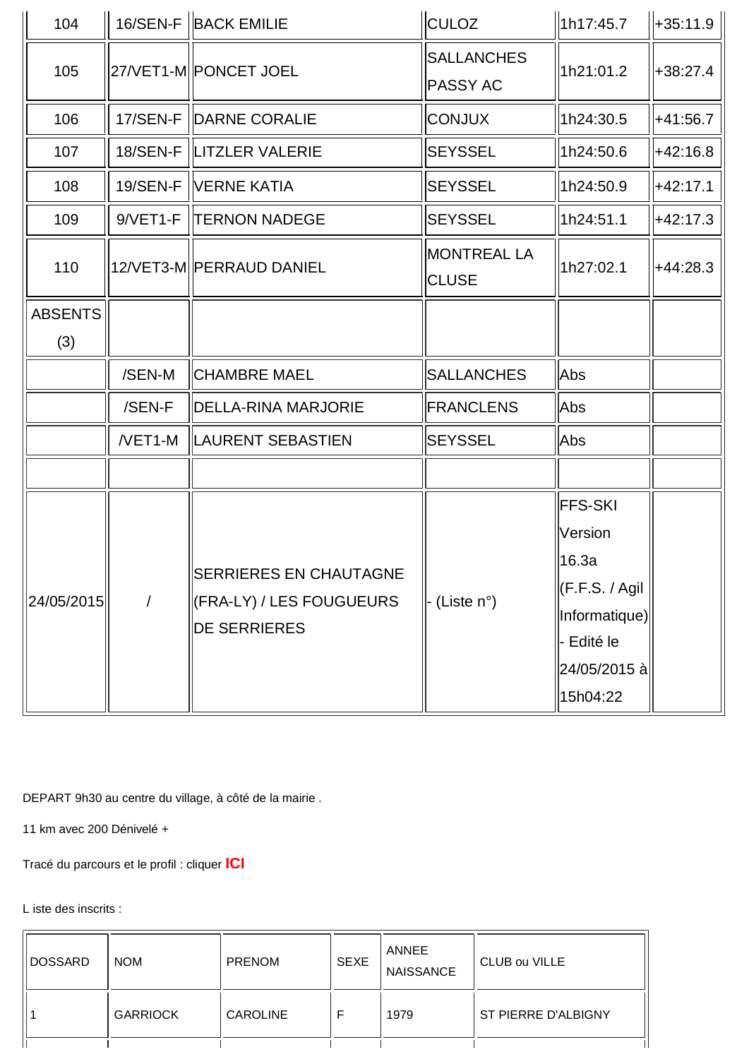| 104 | 16/SEN-F | BACK EMILIE | CULOZ | 1h17:45.7 | +35:11.9 |
|---|---|---|---|---|---|
| 105 | 27/VET1-M | PONCET JOEL | SALLANCHES PASSY AC | 1h21:01.2 | +38:27.4 |
| 106 | 17/SEN-F | DARNE CORALIE | CONJUX | 1h24:30.5 | +41:56.7 |
| 107 | 18/SEN-F | LITZLER VALERIE | SEYSSEL | 1h24:50.6 | +42:16.8 |
| 108 | 19/SEN-F | VERNE KATIA | SEYSSEL | 1h24:50.9 | +42:17.1 |
| 109 | 9/VET1-F | TERNON NADEGE | SEYSSEL | 1h24:51.1 | +42:17.3 |
| 110 | 12/VET3-M | PERRAUD DANIEL | MONTREAL LA CLUSE | 1h27:02.1 | +44:28.3 |
| ABSENTS (3) | | | | | |
| | /SEN-M | CHAMBRE MAEL | SALLANCHES | Abs | |
| | /SEN-F | DELLA-RINA MARJORIE | FRANCLENS | Abs | |
| | /VET1-M | LAURENT SEBASTIEN | SEYSSEL | Abs | |
| | | | | | |
| 24/05/2015 | / | SERRIERES EN CHAUTAGNE (FRA-LY) / LES FOUGUEURS DE SERRIERES | - (Liste n°) | FFS-SKI Version 16.3a (F.F.S. / Agil Informatique) - Edité le 24/05/2015 à 15h04:22 | |

DEPART 9h30 au centre du village, à côté de la mairie .

11 km avec 200 Dénivelé +

Tracé du parcours et le profil : cliquer **ICI**

L iste des inscrits :

| DOSSARD | NOM | PRENOM | SEXE | ANNEE NAISSANCE | CLUB ou VILLE |
|---|---|---|---|---|---|
| 1 | GARRIOCK | CAROLINE | F | 1979 | ST PIERRE D'ALBIGNY |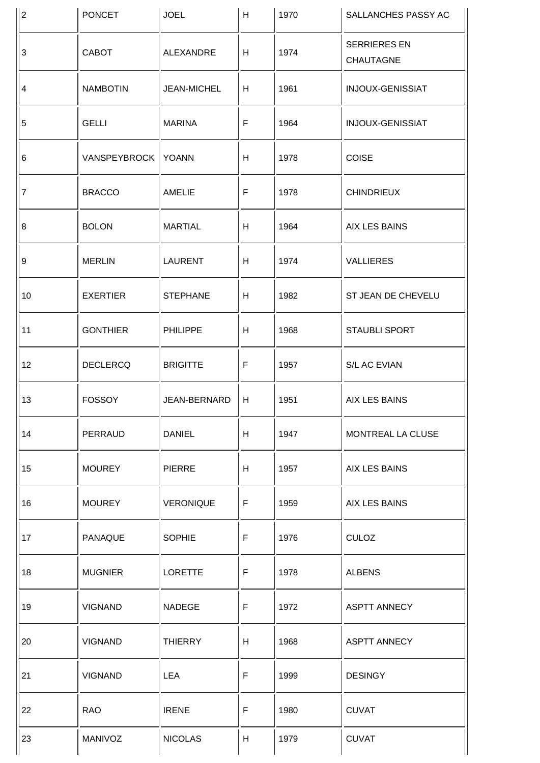| | | | | | |
|---|---|---|---|---|---|
| 2 | PONCET | JOEL | H | 1970 | SALLANCHES PASSY AC |
| 3 | CABOT | ALEXANDRE | H | 1974 | SERRIERES EN CHAUTAGNE |
| 4 | NAMBOTIN | JEAN-MICHEL | H | 1961 | INJOUX-GENISSIAT |
| 5 | GELLI | MARINA | F | 1964 | INJOUX-GENISSIAT |
| 6 | VANSPEYBROCK | YOANN | H | 1978 | COISE |
| 7 | BRACCO | AMELIE | F | 1978 | CHINDRIEUX |
| 8 | BOLON | MARTIAL | H | 1964 | AIX LES BAINS |
| 9 | MERLIN | LAURENT | H | 1974 | VALLIERES |
| 10 | EXERTIER | STEPHANE | H | 1982 | ST JEAN DE CHEVELU |
| 11 | GONTHIER | PHILIPPE | H | 1968 | STAUBLI SPORT |
| 12 | DECLERCQ | BRIGITTE | F | 1957 | S/L AC EVIAN |
| 13 | FOSSOY | JEAN-BERNARD | H | 1951 | AIX LES BAINS |
| 14 | PERRAUD | DANIEL | H | 1947 | MONTREAL LA CLUSE |
| 15 | MOUREY | PIERRE | H | 1957 | AIX LES BAINS |
| 16 | MOUREY | VERONIQUE | F | 1959 | AIX LES BAINS |
| 17 | PANAQUE | SOPHIE | F | 1976 | CULOZ |
| 18 | MUGNIER | LORETTE | F | 1978 | ALBENS |
| 19 | VIGNAND | NADEGE | F | 1972 | ASPTT ANNECY |
| 20 | VIGNAND | THIERRY | H | 1968 | ASPTT ANNECY |
| 21 | VIGNAND | LEA | F | 1999 | DESINGY |
| 22 | RAO | IRENE | F | 1980 | CUVAT |
| 23 | MANIVOZ | NICOLAS | H | 1979 | CUVAT |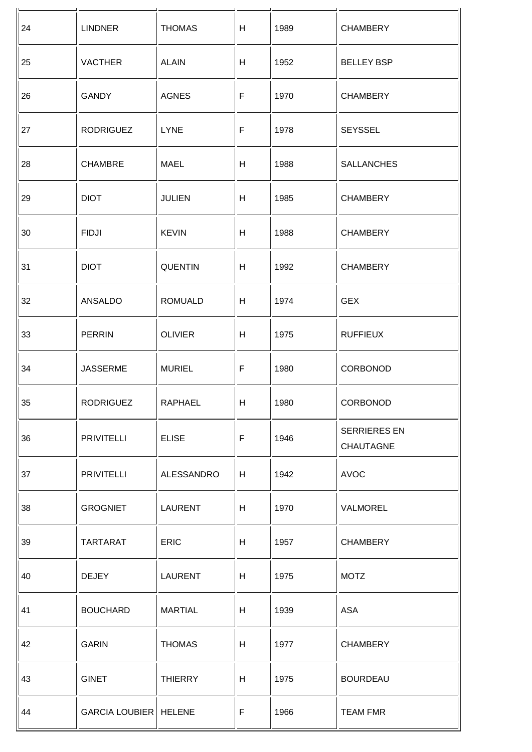| | | | | | |
|---|---|---|---|---|---|
| 24 | LINDNER | THOMAS | H | 1989 | CHAMBERY |
| 25 | VACTHER | ALAIN | H | 1952 | BELLEY BSP |
| 26 | GANDY | AGNES | F | 1970 | CHAMBERY |
| 27 | RODRIGUEZ | LYNE | F | 1978 | SEYSSEL |
| 28 | CHAMBRE | MAEL | H | 1988 | SALLANCHES |
| 29 | DIOT | JULIEN | H | 1985 | CHAMBERY |
| 30 | FIDJI | KEVIN | H | 1988 | CHAMBERY |
| 31 | DIOT | QUENTIN | H | 1992 | CHAMBERY |
| 32 | ANSALDO | ROMUALD | H | 1974 | GEX |
| 33 | PERRIN | OLIVIER | H | 1975 | RUFFIEUX |
| 34 | JASSERME | MURIEL | F | 1980 | CORBONOD |
| 35 | RODRIGUEZ | RAPHAEL | H | 1980 | CORBONOD |
| 36 | PRIVITELLI | ELISE | F | 1946 | SERRIERES EN CHAUTAGNE |
| 37 | PRIVITELLI | ALESSANDRO | H | 1942 | AVOC |
| 38 | GROGNIET | LAURENT | H | 1970 | VALMOREL |
| 39 | TARTARAT | ERIC | H | 1957 | CHAMBERY |
| 40 | DEJEY | LAURENT | H | 1975 | MOTZ |
| 41 | BOUCHARD | MARTIAL | H | 1939 | ASA |
| 42 | GARIN | THOMAS | H | 1977 | CHAMBERY |
| 43 | GINET | THIERRY | H | 1975 | BOURDEAU |
| 44 | GARCIA LOUBIER | HELENE | F | 1966 | TEAM FMR |